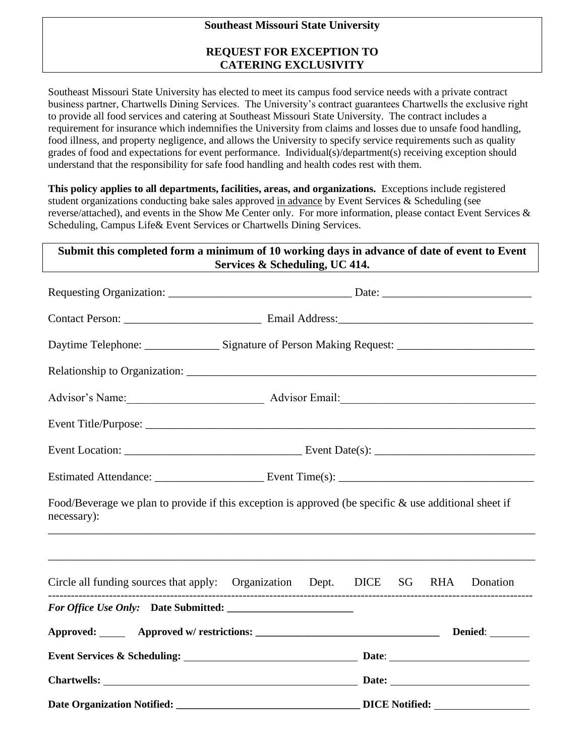# Southeast Missouri State University

## REQUEST FOR EXCEPTION TO CATERING EXCLUSIVITY

Southeast Missouri State University has elected to meet its campus food service needs with a private contract business partner, Chartwells Dining Services. The University's contract guarantees Chartwells the exclusive right to provide all food services and catering at Southeast Missouri State University. The contract includes a requirement for insurance which indemnifies the University from claims and losses due to unsafe food handling, food illness, and property negligence, and allows the University to specify service requirements such as quality grades of food and expectations for event performance. Individual(s)/department(s) receiving exception should understand that the responsibility for safe food handling and health codes rest with them.

**This policy applies to all departments, facilities, areas, and organizations.** Exceptions include registered student organizations conducting bake sales approved in advance by Event Services & Scheduling (see reverse/attached), and events in the Show Me Center only. For more information, please contact Event Services & Scheduling, Campus Life& Event Services or Chartwells Dining Services.

**Submit this completed form a minimum of 10 working days in advance of date of event to Event Services & Scheduling, UC 414.**

Requesting Organization: ________________________________ Date: __________________________

Contact Person: ________________________ Email Address: __________________________________

Daytime Telephone: _____________ Signature of Person Making Request: ________________________

Relationship to Organization: ______________________________________________________________

Advisor's Name: ________________________ Advisor Email: _________________________________

Event Title/Purpose: ____________________________________________________________________

Event Location: _______________________________ Event Date(s): ____________________________

Estimated Attendance: ___________________ Event Time(s): __________________________________

Food/Beverage we plan to provide if this exception is approved (be specific & use additional sheet if necessary):

______________________________________________________________________________________

______________________________________________________________________________________

Circle all funding sources that apply: Organization Dept. DICE SG RHA Donation

---

***For Office Use Only:*** **Date Submitted:** ________________________

**Approved:** _____ **Approved w/ restrictions:** ___________________________________ **Denied**: _______

**Event Services & Scheduling:** ________________________________ **Date**: _________________________

**Chartwells:** ________________________________________________ **Date:** _________________________

**Date Organization Notified:** ___________________________________ **DICE Notified:** _________________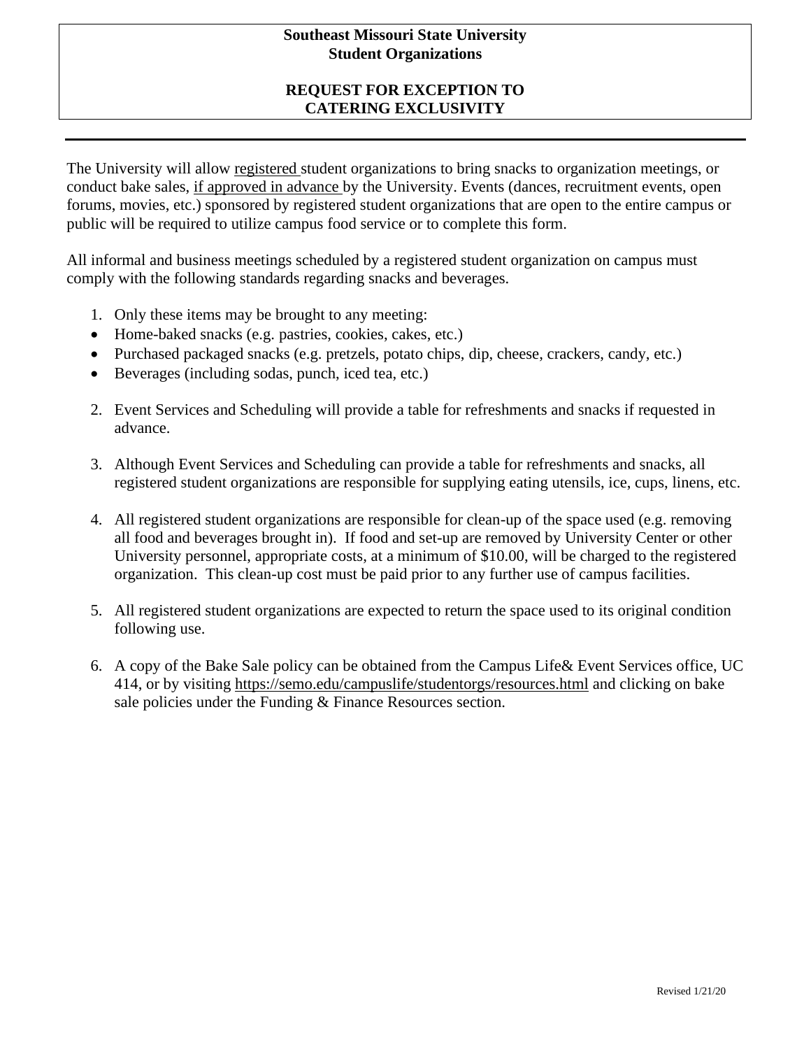**Southeast Missouri State University**
**Student Organizations**

**REQUEST FOR EXCEPTION TO**
**CATERING EXCLUSIVITY**

---

The University will allow registered student organizations to bring snacks to organization meetings, or conduct bake sales, if approved in advance by the University. Events (dances, recruitment events, open forums, movies, etc.) sponsored by registered student organizations that are open to the entire campus or public will be required to utilize campus food service or to complete this form.

All informal and business meetings scheduled by a registered student organization on campus must comply with the following standards regarding snacks and beverages.

1. Only these items may be brought to any meeting:
   - Home-baked snacks (e.g. pastries, cookies, cakes, etc.)
   - Purchased packaged snacks (e.g. pretzels, potato chips, dip, cheese, crackers, candy, etc.)
   - Beverages (including sodas, punch, iced tea, etc.)
2. Event Services and Scheduling will provide a table for refreshments and snacks if requested in advance.
3. Although Event Services and Scheduling can provide a table for refreshments and snacks, all registered student organizations are responsible for supplying eating utensils, ice, cups, linens, etc.
4. All registered student organizations are responsible for clean-up of the space used (e.g. removing all food and beverages brought in). If food and set-up are removed by University Center or other University personnel, appropriate costs, at a minimum of $10.00, will be charged to the registered organization. This clean-up cost must be paid prior to any further use of campus facilities.
5. All registered student organizations are expected to return the space used to its original condition following use.
6. A copy of the Bake Sale policy can be obtained from the Campus Life& Event Services office, UC 414, or by visiting https://semo.edu/campuslife/studentorgs/resources.html and clicking on bake sale policies under the Funding & Finance Resources section.

Revised 1/21/20